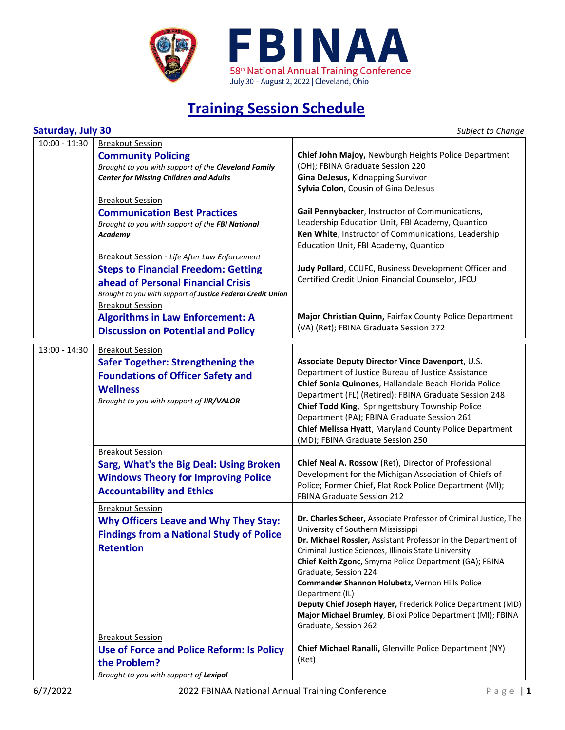# FBINAA

58th National Annual Training Conference
July 30 – August 2, 2022 | Cleveland, Ohio

## Training Session Schedule

### Saturday, July 30

*Subject to Change*

| Time | Session | Presenters |
|---|---|---|
| 10:00 - 11:30 | Breakout Session<br>**Community Policing**<br>*Brought to you with support of the **Cleveland Family Center for Missing Children and Adults*** | **Chief John Majoy,** Newburgh Heights Police Department (OH); FBINA Graduate Session 220<br>**Gina DeJesus,** Kidnapping Survivor<br>**Sylvia Colon**, Cousin of Gina DeJesus |
| | Breakout Session<br>**Communication Best Practices**<br>*Brought to you with support of the **FBI National Academy*** | **Gail Pennybacker**, Instructor of Communications, Leadership Education Unit, FBI Academy, Quantico<br>**Ken White**, Instructor of Communications, Leadership Education Unit, FBI Academy, Quantico |
| | Breakout Session - *Life After Law Enforcement*<br>**Steps to Financial Freedom: Getting ahead of Personal Financial Crisis**<br>*Brought to you with support of **Justice Federal Credit Union*** | **Judy Pollard**, CCUFC, Business Development Officer and Certified Credit Union Financial Counselor, JFCU |
| | Breakout Session<br>**Algorithms in Law Enforcement: A Discussion on Potential and Policy** | **Major Christian Quinn,** Fairfax County Police Department (VA) (Ret); FBINA Graduate Session 272 |
| 13:00 - 14:30 | Breakout Session<br>**Safer Together: Strengthening the Foundations of Officer Safety and Wellness**<br>*Brought to you with support of **IIR/VALOR*** | **Associate Deputy Director Vince Davenport**, U.S. Department of Justice Bureau of Justice Assistance<br>**Chief Sonia Quinones**, Hallandale Beach Florida Police Department (FL) (Retired); FBINA Graduate Session 248<br>**Chief Todd King**, Springettsbury Township Police Department (PA); FBINA Graduate Session 261<br>**Chief Melissa Hyatt**, Maryland County Police Department (MD); FBINA Graduate Session 250 |
| | Breakout Session<br>**Sarg, What's the Big Deal: Using Broken Windows Theory for Improving Police Accountability and Ethics** | **Chief Neal A. Rossow** (Ret), Director of Professional Development for the Michigan Association of Chiefs of Police; Former Chief, Flat Rock Police Department (MI); FBINA Graduate Session 212 |
| | Breakout Session<br>**Why Officers Leave and Why They Stay: Findings from a National Study of Police Retention** | **Dr. Charles Scheer,** Associate Professor of Criminal Justice, The University of Southern Mississippi<br>**Dr. Michael Rossler,** Assistant Professor in the Department of Criminal Justice Sciences, Illinois State University<br>**Chief Keith Zgonc,** Smyrna Police Department (GA); FBINA Graduate, Session 224<br>**Commander Shannon Holubetz,** Vernon Hills Police Department (IL)<br>**Deputy Chief Joseph Hayer,** Frederick Police Department (MD)<br>**Major Michael Brumley**, Biloxi Police Department (MI); FBINA Graduate, Session 262 |
| | Breakout Session<br>**Use of Force and Police Reform: Is Policy the Problem?**<br>*Brought to you with support of **Lexipol*** | **Chief Michael Ranalli,** Glenville Police Department (NY) (Ret) |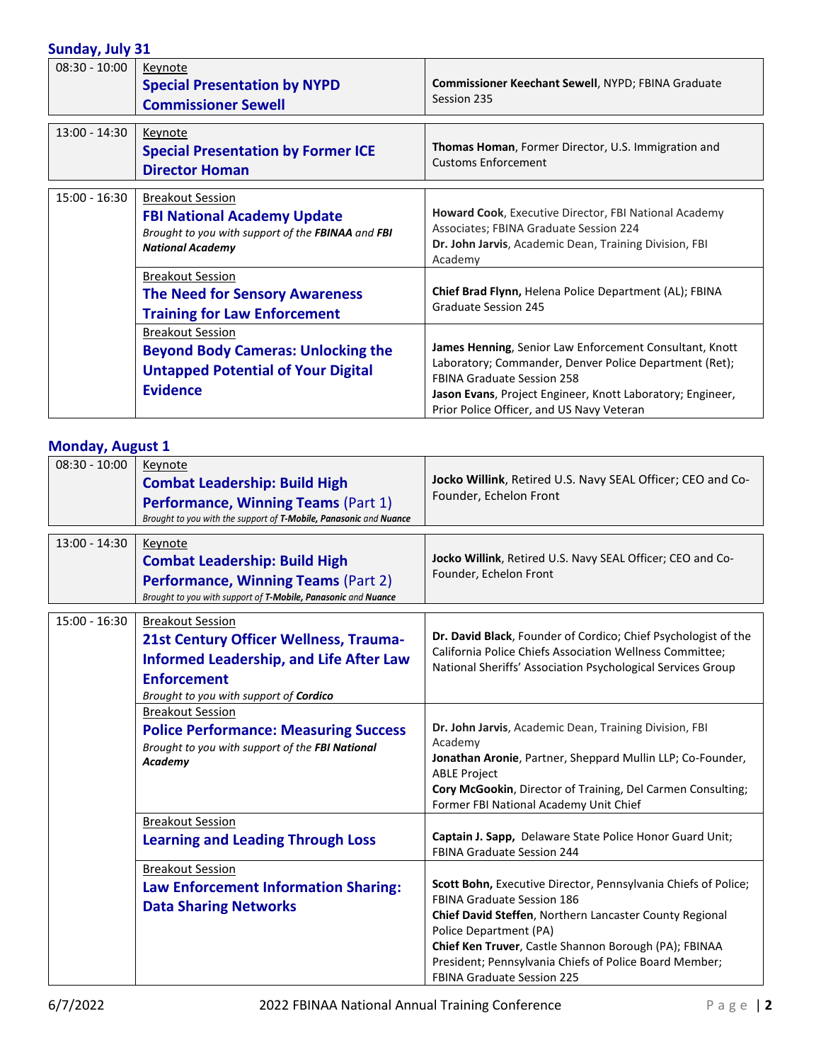## Sunday, July 31

| Time | Session | Speaker(s) |
|---|---|---|
| 08:30 - 10:00 | Keynote<br>**Special Presentation by NYPD Commissioner Sewell** | **Commissioner Keechant Sewell**, NYPD; FBINA Graduate Session 235 |
| 13:00 - 14:30 | Keynote<br>**Special Presentation by Former ICE Director Homan** | **Thomas Homan**, Former Director, U.S. Immigration and Customs Enforcement |
| 15:00 - 16:30 | Breakout Session<br>**FBI National Academy Update**<br>*Brought to you with support of the **FBINAA** and **FBI National Academy*** | **Howard Cook**, Executive Director, FBI National Academy Associates; FBINA Graduate Session 224<br>**Dr. John Jarvis**, Academic Dean, Training Division, FBI Academy |
| | Breakout Session<br>**The Need for Sensory Awareness Training for Law Enforcement** | **Chief Brad Flynn,** Helena Police Department (AL); FBINA Graduate Session 245 |
| | Breakout Session<br>**Beyond Body Cameras: Unlocking the Untapped Potential of Your Digital Evidence** | **James Henning**, Senior Law Enforcement Consultant, Knott Laboratory; Commander, Denver Police Department (Ret); FBINA Graduate Session 258<br>**Jason Evans**, Project Engineer, Knott Laboratory; Engineer, Prior Police Officer, and US Navy Veteran |

## Monday, August 1

| Time | Session | Speaker(s) |
|---|---|---|
| 08:30 - 10:00 | Keynote<br>**Combat Leadership: Build High Performance, Winning Teams** (Part 1)<br>*Brought to you with the support of **T-Mobile, Panasonic** and **Nuance*** | **Jocko Willink**, Retired U.S. Navy SEAL Officer; CEO and Co-Founder, Echelon Front |
| 13:00 - 14:30 | Keynote<br>**Combat Leadership: Build High Performance, Winning Teams** (Part 2)<br>*Brought to you with support of **T-Mobile, Panasonic** and **Nuance*** | **Jocko Willink**, Retired U.S. Navy SEAL Officer; CEO and Co-Founder, Echelon Front |
| 15:00 - 16:30 | Breakout Session<br>**21st Century Officer Wellness, Trauma-Informed Leadership, and Life After Law Enforcement**<br>*Brought to you with support of **Cordico*** | **Dr. David Black**, Founder of Cordico; Chief Psychologist of the California Police Chiefs Association Wellness Committee; National Sheriffs' Association Psychological Services Group |
| | Breakout Session<br>**Police Performance: Measuring Success**<br>*Brought to you with support of the **FBI National Academy*** | **Dr. John Jarvis**, Academic Dean, Training Division, FBI Academy<br>**Jonathan Aronie**, Partner, Sheppard Mullin LLP; Co-Founder, ABLE Project<br>**Cory McGookin**, Director of Training, Del Carmen Consulting; Former FBI National Academy Unit Chief |
| | Breakout Session<br>**Learning and Leading Through Loss** | **Captain J. Sapp,** Delaware State Police Honor Guard Unit; FBINA Graduate Session 244 |
| | Breakout Session<br>**Law Enforcement Information Sharing: Data Sharing Networks** | **Scott Bohn,** Executive Director, Pennsylvania Chiefs of Police; FBINA Graduate Session 186<br>**Chief David Steffen**, Northern Lancaster County Regional Police Department (PA)<br>**Chief Ken Truver**, Castle Shannon Borough (PA); FBINAA President; Pennsylvania Chiefs of Police Board Member; FBINA Graduate Session 225 |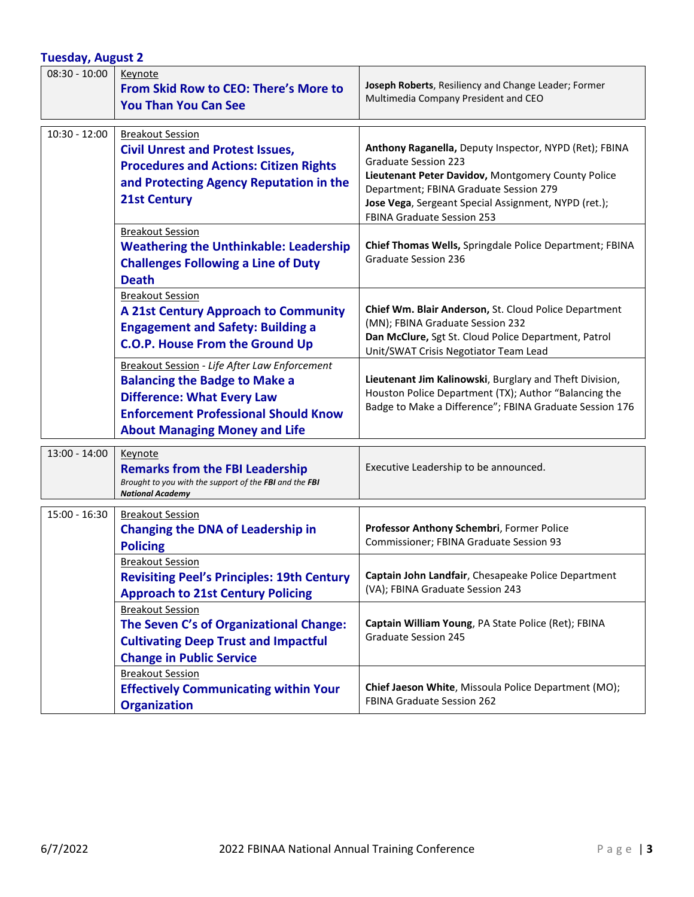## Tuesday, August 2

| | | |
|---|---|---|
| 08:30 - 10:00 | Keynote<br>**From Skid Row to CEO: There's More to You Than You Can See** | **Joseph Roberts**, Resiliency and Change Leader; Former Multimedia Company President and CEO |
| 10:30 - 12:00 | Breakout Session<br>**Civil Unrest and Protest Issues, Procedures and Actions: Citizen Rights and Protecting Agency Reputation in the 21st Century** | **Anthony Raganella,** Deputy Inspector, NYPD (Ret); FBINA Graduate Session 223<br>**Lieutenant Peter Davidov,** Montgomery County Police Department; FBINA Graduate Session 279<br>**Jose Vega**, Sergeant Special Assignment, NYPD (ret.); FBINA Graduate Session 253 |
| | Breakout Session<br>**Weathering the Unthinkable: Leadership Challenges Following a Line of Duty Death** | **Chief Thomas Wells,** Springdale Police Department; FBINA Graduate Session 236 |
| | Breakout Session<br>**A 21st Century Approach to Community Engagement and Safety: Building a C.O.P. House From the Ground Up** | **Chief Wm. Blair Anderson,** St. Cloud Police Department (MN); FBINA Graduate Session 232<br>**Dan McClure,** Sgt St. Cloud Police Department, Patrol Unit/SWAT Crisis Negotiator Team Lead |
| | Breakout Session - *Life After Law Enforcement*<br>**Balancing the Badge to Make a Difference: What Every Law Enforcement Professional Should Know About Managing Money and Life** | **Lieutenant Jim Kalinowski**, Burglary and Theft Division, Houston Police Department (TX); Author "Balancing the Badge to Make a Difference"; FBINA Graduate Session 176 |
| 13:00 - 14:00 | Keynote<br>**Remarks from the FBI Leadership**<br>*Brought to you with the support of the **FBI** and the **FBI National Academy*** | Executive Leadership to be announced. |
| 15:00 - 16:30 | Breakout Session<br>**Changing the DNA of Leadership in Policing** | **Professor Anthony Schembri**, Former Police Commissioner; FBINA Graduate Session 93 |
| | Breakout Session<br>**Revisiting Peel's Principles: 19th Century Approach to 21st Century Policing** | **Captain John Landfair**, Chesapeake Police Department (VA); FBINA Graduate Session 243 |
| | Breakout Session<br>**The Seven C's of Organizational Change: Cultivating Deep Trust and Impactful Change in Public Service** | **Captain William Young**, PA State Police (Ret); FBINA Graduate Session 245 |
| | Breakout Session<br>**Effectively Communicating within Your Organization** | **Chief Jaeson White**, Missoula Police Department (MO); FBINA Graduate Session 262 |